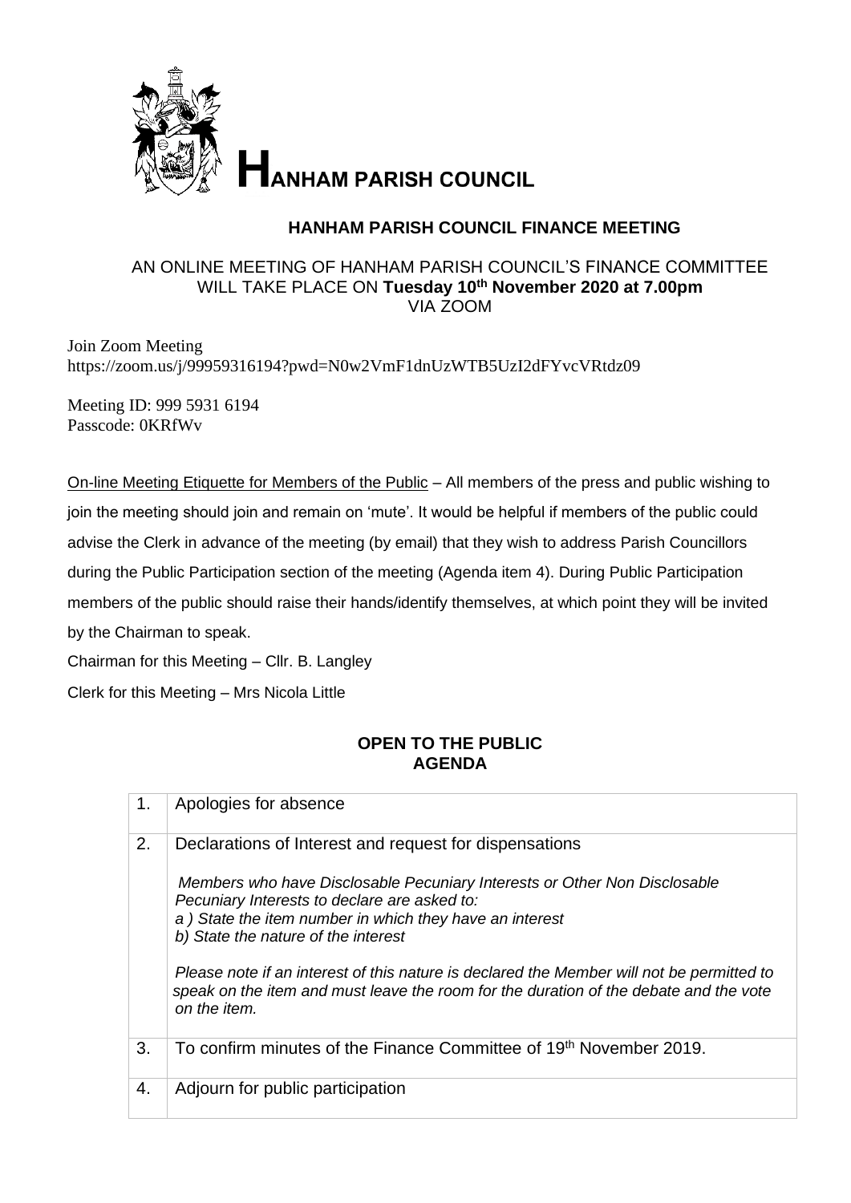# HANHAM PARISH COUNCIL

## HANHAM PARISH COUNCIL FINANCE MEETING

AN ONLINE MEETING OF HANHAM PARISH COUNCIL'S FINANCE COMMITTEE WILL TAKE PLACE ON **Tuesday 10th November 2020 at 7.00pm** VIA ZOOM

Join Zoom Meeting
https://zoom.us/j/99959316194?pwd=N0w2VmF1dnUzWTB5UzI2dFYvcVRtdz09

Meeting ID: 999 5931 6194
Passcode: 0KRfWv

On-line Meeting Etiquette for Members of the Public – All members of the press and public wishing to join the meeting should join and remain on 'mute'. It would be helpful if members of the public could advise the Clerk in advance of the meeting (by email) that they wish to address Parish Councillors during the Public Participation section of the meeting (Agenda item 4). During Public Participation members of the public should raise their hands/identify themselves, at which point they will be invited by the Chairman to speak.

Chairman for this Meeting – Cllr. B. Langley

Clerk for this Meeting – Mrs Nicola Little

**OPEN TO THE PUBLIC**
**AGENDA**

| | |
|---|---|
| 1. | Apologies for absence |
| 2. | Declarations of Interest and request for dispensations<br><br>*Members who have Disclosable Pecuniary Interests or Other Non Disclosable Pecuniary Interests to declare are asked to:*<br>*a ) State the item number in which they have an interest*<br>*b) State the nature of the interest*<br><br>*Please note if an interest of this nature is declared the Member will not be permitted to speak on the item and must leave the room for the duration of the debate and the vote on the item.* |
| 3. | To confirm minutes of the Finance Committee of 19th November 2019. |
| 4. | Adjourn for public participation |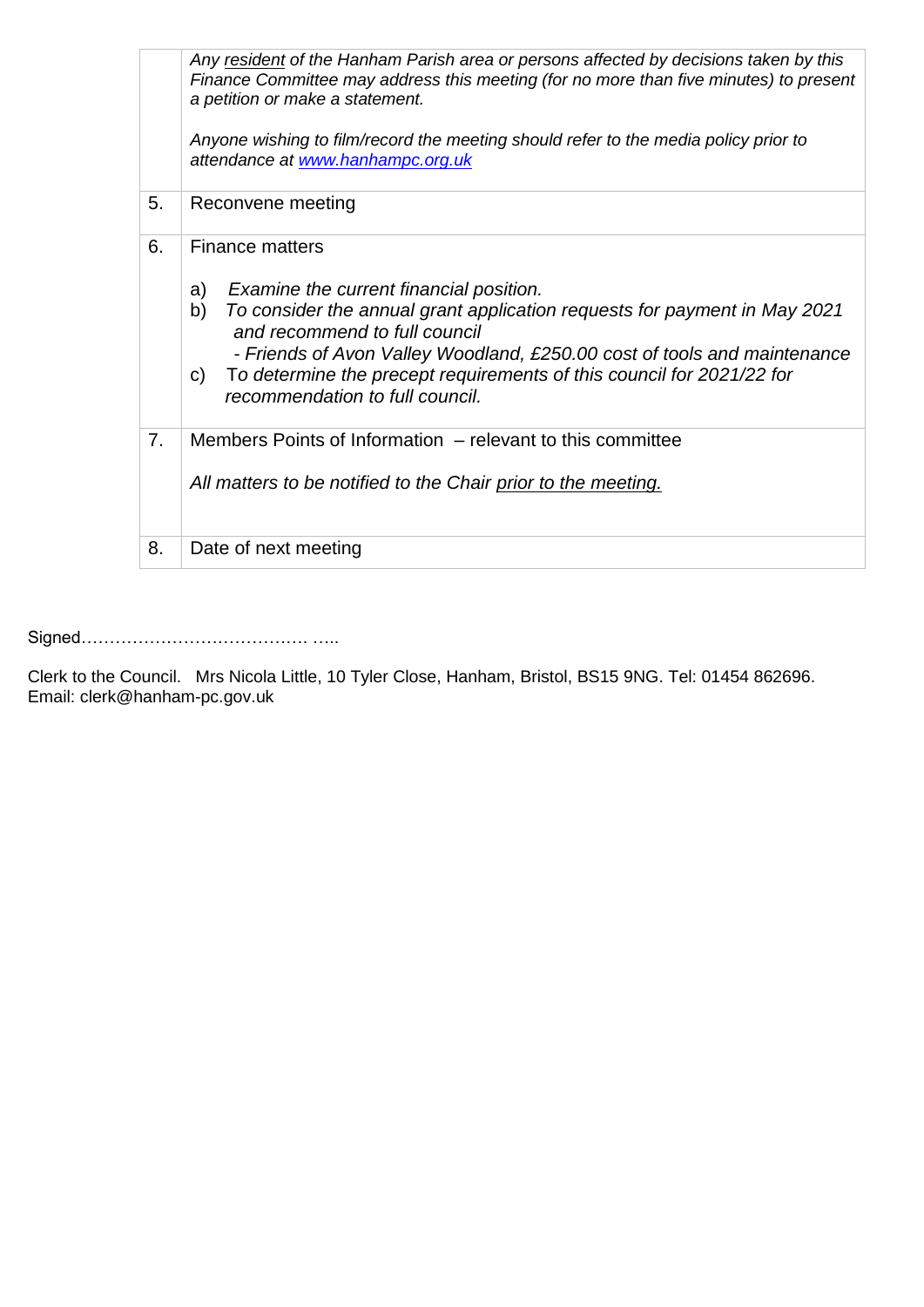| | |
|---|---|
| | *Any <u>resident</u> of the Hanham Parish area or persons affected by decisions taken by this Finance Committee may address this meeting (for no more than five minutes) to present a petition or make a statement.*<br><br>*Anyone wishing to film/record the meeting should refer to the media policy prior to attendance at [www.hanhampc.org.uk](http://www.hanhampc.org.uk)* |
| 5. | Reconvene meeting |
| 6. | Finance matters<br><br>a) *Examine the current financial position.*<br>b) *To consider the annual grant application requests for payment in May 2021 and recommend to full council*<br>*- Friends of Avon Valley Woodland, £250.00 cost of tools and maintenance*<br>c) T*o determine the precept requirements of this council for 2021/22 for recommendation to full council.* |
| 7. | Members Points of Information – relevant to this committee<br><br>*All matters to be notified to the Chair <u>prior to the meeting.</u>* |
| 8. | Date of next meeting |

Signed………………………………… …..

Clerk to the Council. Mrs Nicola Little, 10 Tyler Close, Hanham, Bristol, BS15 9NG. Tel: 01454 862696.
Email: clerk@hanham-pc.gov.uk